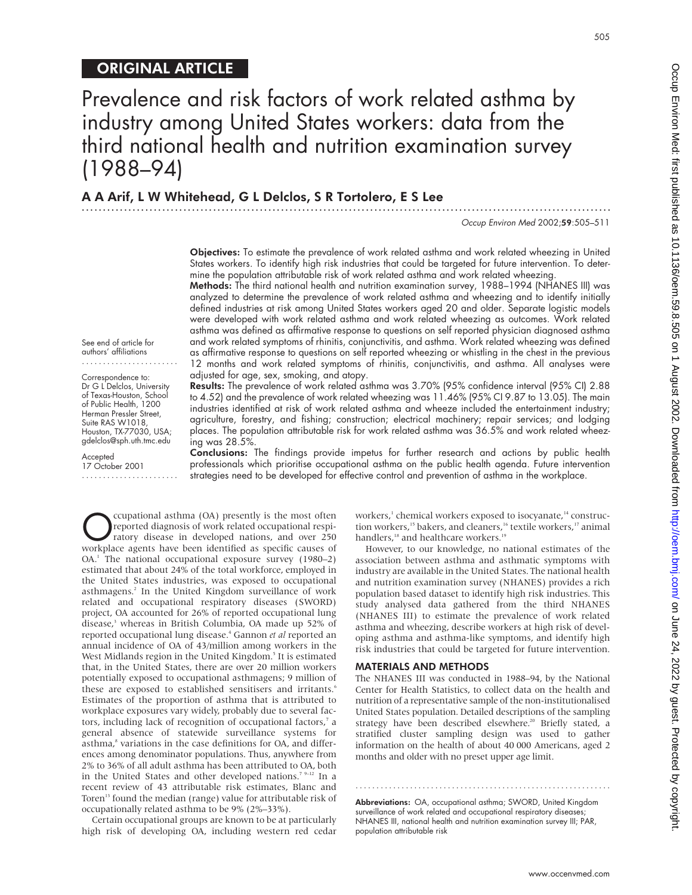ORIGINAL ARTICLE

# Prevalence and risk factors of work related asthma by industry among United States workers: data from the third national health and nutrition examination survey (1988–94)

## A A Arif, L W Whitehead, G L Delclos, S R Tortolero, E S Lee

See end of article for authors' affiliations

Correspondence to: Dr G L Delclos, University of Texas-Houston, School of Public Health, 1200 Herman Pressler Street, Suite RAS W1018, Houston, TX-77030, USA; gdelclos@sph.uth.tmc.edu

Accepted 17 October 2001

**Objectives:** To estimate the prevalence of work related asthma and work related wheezing in United States workers. To identify high risk industries that could be targeted for future intervention. To determine the population attributable risk of work related asthma and work related wheezing.

**Methods:** The third national health and nutrition examination survey, 1988–1994 (NHANES III) was analyzed to determine the prevalence of work related asthma and wheezing and to identify initially defined industries at risk among United States workers aged 20 and older. Separate logistic models were developed with work related asthma and work related wheezing as outcomes. Work related asthma was defined as affirmative response to questions on self reported physician diagnosed asthma and work related symptoms of rhinitis, conjunctivitis, and asthma. Work related wheezing was defined as affirmative response to questions on self reported wheezing or whistling in the chest in the previous 12 months and work related symptoms of rhinitis, conjunctivitis, and asthma. All analyses were adjusted for age, sex, smoking, and atopy.

**Results:** The prevalence of work related asthma was 3.70% (95% confidence interval (95% CI) 2.88 to 4.52) and the prevalence of work related wheezing was 11.46% (95% CI 9.87 to 13.05). The main industries identified at risk of work related asthma and wheeze included the entertainment industry; agriculture, forestry, and fishing; construction; electrical machinery; repair services; and lodging places. The population attributable risk for work related asthma was 36.5% and work related wheezing was 28.5%.

**Conclusions:** The findings provide impetus for further research and actions by public health professionals which prioritise occupational asthma on the public health agenda. Future intervention strategies need to be developed for effective control and prevention of asthma in the workplace.

Occupational asthma (OA) presently is the most often reported diagnosis of work related occupational respiratory disease in developed nations, and over 250 workplace agents have been identified as specific causes of OA.[1] The national occupational exposure survey (1980–2) estimated that about 24% of the total workforce, employed in the United States industries, was exposed to occupational asthmagens.[2] In the United Kingdom surveillance of work related and occupational respiratory diseases (SWORD) project, OA accounted for 26% of reported occupational lung disease,[3] whereas in British Columbia, OA made up 52% of reported occupational lung disease.[4] Gannon *et al* reported an annual incidence of OA of 43/million among workers in the West Midlands region in the United Kingdom.[5] It is estimated that, in the United States, there are over 20 million workers potentially exposed to occupational asthmagens; 9 million of these are exposed to established sensitisers and irritants.[6] Estimates of the proportion of asthma that is attributed to workplace exposures vary widely, probably due to several factors, including lack of recognition of occupational factors,[7] a general absence of statewide surveillance systems for asthma,[8] variations in the case definitions for OA, and differences among denominator populations. Thus, anywhere from 2% to 36% of all adult asthma has been attributed to OA, both in the United States and other developed nations.[7 9–12] In a recent review of 43 attributable risk estimates, Blanc and Toren[13] found the median (range) value for attributable risk of occupationally related asthma to be 9% (2%–33%).

Certain occupational groups are known to be at particularly high risk of developing OA, including western red cedar workers,[1] chemical workers exposed to isocyanate,[14] construction workers,[15] bakers, and cleaners,[16] textile workers,[17] animal handlers,[18] and healthcare workers.[19]

However, to our knowledge, no national estimates of the association between asthma and asthmatic symptoms with industry are available in the United States. The national health and nutrition examination survey (NHANES) provides a rich population based dataset to identify high risk industries. This study analysed data gathered from the third NHANES (NHANES III) to estimate the prevalence of work related asthma and wheezing, describe workers at high risk of developing asthma and asthma-like symptoms, and identify high risk industries that could be targeted for future intervention.

### MATERIALS AND METHODS

The NHANES III was conducted in 1988–94, by the National Center for Health Statistics, to collect data on the health and nutrition of a representative sample of the non-institutionalised United States population. Detailed descriptions of the sampling strategy have been described elsewhere.[20] Briefly stated, a stratified cluster sampling design was used to gather information on the health of about 40 000 Americans, aged 2 months and older with no preset upper age limit.

**Abbreviations:** OA, occupational asthma; SWORD, United Kingdom surveillance of work related and occupational respiratory diseases; NHANES III, national health and nutrition examination survey III; PAR, population attributable risk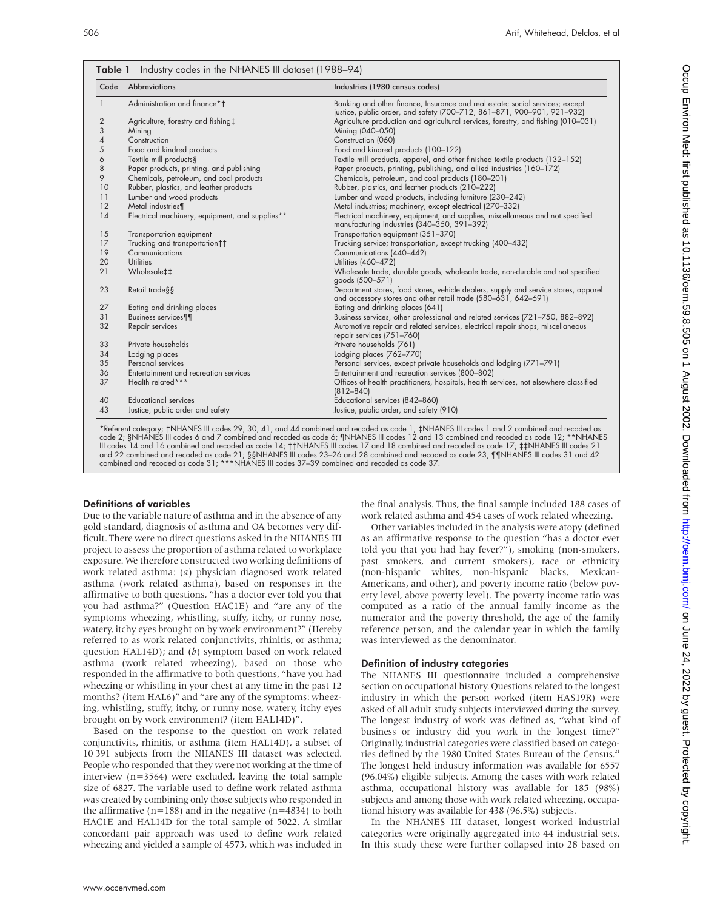**Table 1** Industry codes in the NHANES III dataset (1988–94)

| Code | Abbreviations | Industries (1980 census codes) |
|---|---|---|
| 1 | Administration and finance*† | Banking and other finance, Insurance and real estate; social services; except justice, public order, and safety (700–712, 861–871, 900–901, 921–932) |
| 2 | Agriculture, forestry and fishing‡ | Agriculture production and agricultural services, forestry, and fishing (010–031) |
| 3 | Mining | Mining (040–050) |
| 4 | Construction | Construction (060) |
| 5 | Food and kindred products | Food and kindred products (100–122) |
| 6 | Textile mill products§ | Textile mill products, apparel, and other finished textile products (132–152) |
| 8 | Paper products, printing, and publishing | Paper products, printing, publishing, and allied industries (160–172) |
| 9 | Chemicals, petroleum, and coal products | Chemicals, petroleum, and coal products (180–201) |
| 10 | Rubber, plastics, and leather products | Rubber, plastics, and leather products (210–222) |
| 11 | Lumber and wood products | Lumber and wood products, including furniture (230–242) |
| 12 | Metal industries¶ | Metal industries; machinery, except electrical (270–332) |
| 14 | Electrical machinery, equipment, and supplies** | Electrical machinery, equipment, and supplies; miscellaneous and not specified manufacturing industries (340–350, 391–392) |
| 15 | Transportation equipment | Transportation equipment (351–370) |
| 17 | Trucking and transportation†† | Trucking service; transportation, except trucking (400–432) |
| 19 | Communications | Communications (440–442) |
| 20 | Utilities | Utilities (460–472) |
| 21 | Wholesale‡‡ | Wholesale trade, durable goods; wholesale trade, non-durable and not specified goods (500–571) |
| 23 | Retail trade§§ | Department stores, food stores, vehicle dealers, supply and service stores, apparel and accessory stores and other retail trade (580–631, 642–691) |
| 27 | Eating and drinking places | Eating and drinking places (641) |
| 31 | Business services¶¶ | Business services, other professional and related services (721–750, 882–892) |
| 32 | Repair services | Automotive repair and related services, electrical repair shops, miscellaneous repair services (751–760) |
| 33 | Private households | Private households (761) |
| 34 | Lodging places | Lodging places (762–770) |
| 35 | Personal services | Personal services, except private households and lodging (771–791) |
| 36 | Entertainment and recreation services | Entertainment and recreation services (800–802) |
| 37 | Health related*** | Offices of health practitioners, hospitals, health services, not elsewhere classified (812–840) |
| 40 | Educational services | Educational services (842–860) |
| 43 | Justice, public order and safety | Justice, public order, and safety (910) |

*Referent category; †NHANES III codes 29, 30, 41, and 44 combined and recoded as code 1; ‡NHANES III codes 1 and 2 combined and recoded as code 2; §NHANES III codes 6 and 7 combined and recoded as code 6; ¶NHANES III codes 12 and 13 combined and recoded as code 12; **NHANES III codes 14 and 16 combined and recoded as code 14; ††NHANES III codes 17 and 18 combined and recoded as code 17; ‡‡NHANES III codes 21 and 22 combined and recoded as code 21; §§NHANES III codes 23–26 and 28 combined and recoded as code 23; ¶¶NHANES III codes 31 and 42 combined and recoded as code 31; ***NHANES III codes 37–39 combined and recoded as code 37.

### Definitions of variables

Due to the variable nature of asthma and in the absence of any gold standard, diagnosis of asthma and OA becomes very difficult. There were no direct questions asked in the NHANES III project to assess the proportion of asthma related to workplace exposure. We therefore constructed two working definitions of work related asthma: (*a*) physician diagnosed work related asthma (work related asthma), based on responses in the affirmative to both questions, "has a doctor ever told you that you had asthma?" (Question HAC1E) and "are any of the symptoms wheezing, whistling, stuffy, itchy, or runny nose, watery, itchy eyes brought on by work environment?" (Hereby referred to as work related conjunctivits, rhinitis, or asthma; question HAL14D); and (*b*) symptom based on work related asthma (work related wheezing), based on those who responded in the affirmative to both questions, "have you had wheezing or whistling in your chest at any time in the past 12 months? (item HAL6)" and "are any of the symptoms: wheezing, whistling, stuffy, itchy, or runny nose, watery, itchy eyes brought on by work environment? (item HAL14D)".

Based on the response to the question on work related conjunctivits, rhinitis, or asthma (item HAL14D), a subset of 10 391 subjects from the NHANES III dataset was selected. People who responded that they were not working at the time of interview (n=3564) were excluded, leaving the total sample size of 6827. The variable used to define work related asthma was created by combining only those subjects who responded in the affirmative (n=188) and in the negative (n=4834) to both HAC1E and HAL14D for the total sample of 5022. A similar concordant pair approach was used to define work related wheezing and yielded a sample of 4573, which was included in the final analysis. Thus, the final sample included 188 cases of work related asthma and 454 cases of work related wheezing.

Other variables included in the analysis were atopy (defined as an affirmative response to the question "has a doctor ever told you that you had hay fever?"), smoking (non-smokers, past smokers, and current smokers), race or ethnicity (non-hispanic whites, non-hispanic blacks, Mexican-Americans, and other), and poverty income ratio (below poverty level, above poverty level). The poverty income ratio was computed as a ratio of the annual family income as the numerator and the poverty threshold, the age of the family reference person, and the calendar year in which the family was interviewed as the denominator.

### Definition of industry categories

The NHANES III questionnaire included a comprehensive section on occupational history. Questions related to the longest industry in which the person worked (item HAS19R) were asked of all adult study subjects interviewed during the survey. The longest industry of work was defined as, "what kind of business or industry did you work in the longest time?" Originally, industrial categories were classified based on categories defined by the 1980 United States Bureau of the Census.[21] The longest held industry information was available for 6557 (96.04%) eligible subjects. Among the cases with work related asthma, occupational history was available for 185 (98%) subjects and among those with work related wheezing, occupational history was available for 438 (96.5%) subjects.

In the NHANES III dataset, longest worked industrial categories were originally aggregated into 44 industrial sets. In this study these were further collapsed into 28 based on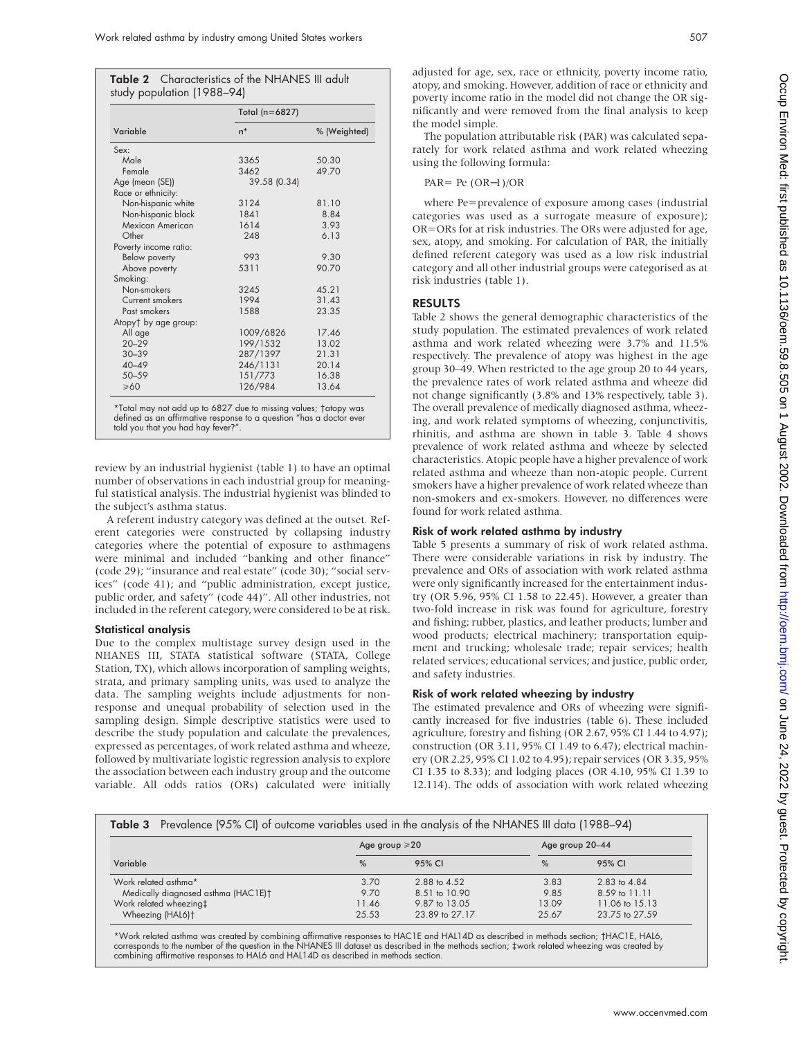**Table 2** Characteristics of the NHANES III adult study population (1988–94)

| Variable | Total (n=6827) n* | % (Weighted) |
|---|---|---|
| Sex: | | |
| Male | 3365 | 50.30 |
| Female | 3462 | 49.70 |
| Age (mean (SE)) | 39.58 (0.34) | |
| Race or ethnicity: | | |
| Non-hispanic white | 3124 | 81.10 |
| Non-hispanic black | 1841 | 8.84 |
| Mexican American | 1614 | 3.93 |
| Other | 248 | 6.13 |
| Poverty income ratio: | | |
| Below poverty | 993 | 9.30 |
| Above poverty | 5311 | 90.70 |
| Smoking: | | |
| Non-smokers | 3245 | 45.21 |
| Current smokers | 1994 | 31.43 |
| Past smokers | 1588 | 23.35 |
| Atopy† by age group: | | |
| All age | 1009/6826 | 17.46 |
| 20–29 | 199/1532 | 13.02 |
| 30–39 | 287/1397 | 21.31 |
| 40–49 | 246/1131 | 20.14 |
| 50–59 | 151/773 | 16.38 |
| ≥60 | 126/984 | 13.64 |

*Total may not add up to 6827 due to missing values; †atopy was defined as an affirmative response to a question "has a doctor ever told you that you had hay fever?".

review by an industrial hygienist (table 1) to have an optimal number of observations in each industrial group for meaningful statistical analysis. The industrial hygienist was blinded to the subject's asthma status.

A referent industry category was defined at the outset. Referent categories were constructed by collapsing industry categories where the potential of exposure to asthmagens were minimal and included "banking and other finance" (code 29); "insurance and real estate" (code 30); "social services" (code 41); and "public administration, except justice, public order, and safety" (code 44)". All other industries, not included in the referent category, were considered to be at risk.

### Statistical analysis

Due to the complex multistage survey design used in the NHANES III, STATA statistical software (STATA, College Station, TX), which allows incorporation of sampling weights, strata, and primary sampling units, was used to analyze the data. The sampling weights include adjustments for non-response and unequal probability of selection used in the sampling design. Simple descriptive statistics were used to describe the study population and calculate the prevalences, expressed as percentages, of work related asthma and wheeze, followed by multivariate logistic regression analysis to explore the association between each industry group and the outcome variable. All odds ratios (ORs) calculated were initially adjusted for age, sex, race or ethnicity, poverty income ratio, atopy, and smoking. However, addition of race or ethnicity and poverty income ratio in the model did not change the OR significantly and were removed from the final analysis to keep the model simple.

The population attributable risk (PAR) was calculated separately for work related asthma and work related wheezing using the following formula:

$$PAR = Pe\,(OR-1)/OR$$

where Pe=prevalence of exposure among cases (industrial categories was used as a surrogate measure of exposure); OR=ORs for at risk industries. The ORs were adjusted for age, sex, atopy, and smoking. For calculation of PAR, the initially defined referent category was used as a low risk industrial category and all other industrial groups were categorised as at risk industries (table 1).

## RESULTS

Table 2 shows the general demographic characteristics of the study population. The estimated prevalences of work related asthma and work related wheezing were 3.7% and 11.5% respectively. The prevalence of atopy was highest in the age group 30–49. When restricted to the age group 20 to 44 years, the prevalence rates of work related asthma and wheeze did not change significantly (3.8% and 13% respectively, table 3). The overall prevalence of medically diagnosed asthma, wheezing, and work related symptoms of wheezing, conjunctivitis, rhinitis, and asthma are shown in table 3. Table 4 shows prevalence of work related asthma and wheeze by selected characteristics. Atopic people have a higher prevalence of work related asthma and wheeze than non-atopic people. Current smokers have a higher prevalence of work related wheeze than non-smokers and ex-smokers. However, no differences were found for work related asthma.

### Risk of work related asthma by industry

Table 5 presents a summary of risk of work related asthma. There were considerable variations in risk by industry. The prevalence and ORs of association with work related asthma were only significantly increased for the entertainment industry (OR 5.96, 95% CI 1.58 to 22.45). However, a greater than two-fold increase in risk was found for agriculture, forestry and fishing; rubber, plastics, and leather products; lumber and wood products; electrical machinery; transportation equipment and trucking; wholesale trade; repair services; health related services; educational services; and justice, public order, and safety industries.

### Risk of work related wheezing by industry

The estimated prevalence and ORs of wheezing were significantly increased for five industries (table 6). These included agriculture, forestry and fishing (OR 2.67, 95% CI 1.44 to 4.97); construction (OR 3.11, 95% CI 1.49 to 6.47); electrical machinery (OR 2.25, 95% CI 1.02 to 4.95); repair services (OR 3.35, 95% CI 1.35 to 8.33); and lodging places (OR 4.10, 95% CI 1.39 to 12.114). The odds of association with work related wheezing

**Table 3** Prevalence (95% CI) of outcome variables used in the analysis of the NHANES III data (1988–94)

| Variable | Age group ≥20 % | Age group ≥20 95% CI | Age group 20–44 % | Age group 20–44 95% CI |
|---|---|---|---|---|
| Work related asthma* | 3.70 | 2.88 to 4.52 | 3.83 | 2.83 to 4.84 |
| Medically diagnosed asthma (HAC1E)† | 9.70 | 8.51 to 10.90 | 9.85 | 8.59 to 11.11 |
| Work related wheezing‡ | 11.46 | 9.87 to 13.05 | 13.09 | 11.06 to 15.13 |
| Wheezing (HAL6)† | 25.53 | 23.89 to 27.17 | 25.67 | 23.75 to 27.59 |

*Work related asthma was created by combining affirmative responses to HAC1E and HAL14D as described in methods section; †HAC1E, HAL6, corresponds to the number of the question in the NHANES III dataset as described in the methods section; ‡work related wheezing was created by combining affirmative responses to HAL6 and HAL14D as described in methods section.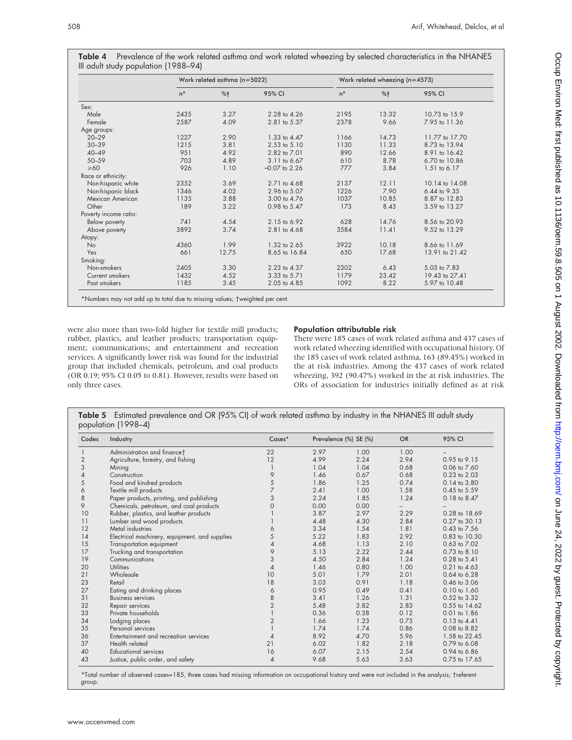**Table 4** Prevalence of the work related asthma and work related wheezing by selected characteristics in the NHANES III adult study population (1988–94)

| | Work related asthma (n=5022) | | | Work related wheezing (n=4573) | | |
|---|---|---|---|---|---|---|
| | n* | %† | 95% CI | n* | %† | 95% CI |
| Sex: | | | | | | |
| Male | 2435 | 3.27 | 2.28 to 4.26 | 2195 | 13.32 | 10.73 to 15.9 |
| Female | 2587 | 4.09 | 2.81 to 5.37 | 2378 | 9.66 | 7.95 to 11.36 |
| Age groups: | | | | | | |
| 20–29 | 1227 | 2.90 | 1.33 to 4.47 | 1166 | 14.73 | 11.77 to 17.70 |
| 30–39 | 1215 | 3.81 | 2.53 to 5.10 | 1130 | 11.33 | 8.73 to 13.94 |
| 40–49 | 951 | 4.92 | 2.82 to 7.01 | 890 | 12.66 | 8.91 to 16.42 |
| 50–59 | 703 | 4.89 | 3.11 to 6.67 | 610 | 8.78 | 6.70 to 10.86 |
| ≥60 | 926 | 1.10 | −0.07 to 2.26 | 777 | 3.84 | 1.51 to 6.17 |
| Race or ethnicity: | | | | | | |
| Non-hispanic white | 2352 | 3.69 | 2.71 to 4.68 | 2137 | 12.11 | 10.14 to 14.08 |
| Non-hispanic black | 1346 | 4.02 | 2.96 to 5.07 | 1226 | 7.90 | 6.44 to 9.35 |
| Mexican American | 1135 | 3.88 | 3.00 to 4.76 | 1037 | 10.85 | 8.87 to 12.83 |
| Other | 189 | 3.22 | 0.98 to 5.47 | 173 | 8.43 | 3.59 to 13.27 |
| Poverty income ratio: | | | | | | |
| Below poverty | 741 | 4.54 | 2.15 to 6.92 | 628 | 14.76 | 8.56 to 20.93 |
| Above poverty | 3892 | 3.74 | 2.81 to 4.68 | 3584 | 11.41 | 9.52 to 13.29 |
| Atopy: | | | | | | |
| No | 4360 | 1.99 | 1.32 to 2.65 | 3922 | 10.18 | 8.66 to 11.69 |
| Yes | 661 | 12.75 | 8.65 to 16.84 | 650 | 17.68 | 13.91 to 21.42 |
| Smoking: | | | | | | |
| Non-smokers | 2405 | 3.30 | 2.23 to 4.37 | 2302 | 6.43 | 5.03 to 7.83 |
| Current smokers | 1432 | 4.52 | 3.33 to 5.71 | 1179 | 23.42 | 19.43 to 27.41 |
| Past smokers | 1185 | 3.45 | 2.05 to 4.85 | 1092 | 8.22 | 5.97 to 10.48 |

*Numbers may not add up to total due to missing values; †weighted per cent.

were also more than two-fold higher for textile mill products; rubber, plastics, and leather products; transportation equipment; communications; and entertainment and recreation services. A significantly lower risk was found for the industrial group that included chemicals, petroleum, and coal products (OR 0.19; 95% CI 0.05 to 0.81). However, results were based on only three cases.

### Population attributable risk

There were 185 cases of work related asthma and 437 cases of work related wheezing identified with occupational history. Of the 185 cases of work related asthma, 163 (89.45%) worked in the at risk industries. Among the 437 cases of work related wheezing, 392 (90.47%) worked in the at risk industries. The ORs of association for industries initially defined as at risk

**Table 5** Estimated prevalence and OR (95% CI) of work related asthma by industry in the NHANES III adult study population (1998–4)

| Codes | Industry | Cases* | Prevalence (%) | SE (%) | OR | 95% CI |
|---|---|---|---|---|---|---|
| 1 | Administration and finance† | 22 | 2.97 | 1.00 | 1.00 | – |
| 2 | Agriculture, forestry, and fishing | 12 | 4.99 | 2.24 | 2.94 | 0.95 to 9.15 |
| 3 | Mining | 1 | 1.04 | 1.04 | 0.68 | 0.06 to 7.60 |
| 4 | Construction | 9 | 1.46 | 0.67 | 0.68 | 0.23 to 2.03 |
| 5 | Food and kindred products | 5 | 1.86 | 1.25 | 0.74 | 0.14 to 3.80 |
| 6 | Textile mill products | 7 | 2.41 | 1.00 | 1.58 | 0.45 to 5.59 |
| 8 | Paper products, printing, and publishing | 3 | 2.24 | 1.85 | 1.24 | 0.18 to 8.47 |
| 9 | Chemicals, petroleum, and coal products | 0 | 0.00 | 0.00 | – | – |
| 10 | Rubber, plastics, and leather products | 1 | 3.87 | 2.97 | 2.29 | 0.28 to 18.69 |
| 11 | Lumber and wood products | 1 | 4.48 | 4.30 | 2.84 | 0.27 to 30.13 |
| 12 | Metal industries | 6 | 3.34 | 1.54 | 1.81 | 0.43 to 7.56 |
| 14 | Electrical machinery, equipment, and supplies | 5 | 5.22 | 1.83 | 2.92 | 0.83 to 10.30 |
| 15 | Transportation equipment | 4 | 4.68 | 1.13 | 2.10 | 0.63 to 7.02 |
| 17 | Trucking and transportation | 9 | 5.13 | 2.22 | 2.44 | 0.73 to 8.10 |
| 19 | Communications | 3 | 4.50 | 2.84 | 1.24 | 0.28 to 5.41 |
| 20 | Utilities | 4 | 1.46 | 0.80 | 1.00 | 0.21 to 4.63 |
| 21 | Wholesale | 10 | 5.01 | 1.79 | 2.01 | 0.64 to 6.28 |
| 23 | Retail | 18 | 3.03 | 0.91 | 1.18 | 0.46 to 3.06 |
| 27 | Eating and drinking places | 6 | 0.95 | 0.49 | 0.41 | 0.10 to 1.60 |
| 31 | Business services | 8 | 3.41 | 1.26 | 1.31 | 0.52 to 3.32 |
| 32 | Repair services | 2 | 5.48 | 3.82 | 2.83 | 0.55 to 14.62 |
| 33 | Private households | 1 | 0.36 | 0.38 | 0.12 | 0.01 to 1.86 |
| 34 | Lodging places | 2 | 1.66 | 1.23 | 0.75 | 0.13 to 4.41 |
| 35 | Personal services | 1 | 1.74 | 1.74 | 0.86 | 0.08 to 8.82 |
| 36 | Entertainment and recreation services | 4 | 8.92 | 4.70 | 5.96 | 1.58 to 22.45 |
| 37 | Health related | 21 | 6.02 | 1.82 | 2.18 | 0.79 to 6.08 |
| 40 | Educational services | 16 | 6.07 | 2.15 | 2.54 | 0.94 to 6.86 |
| 43 | Justice, public order, and safety | 4 | 9.68 | 5.63 | 3.63 | 0.75 to 17.65 |

*Total number of observed cases=185, three cases had missing information on occupational history and were not included in the analysis; †referent group.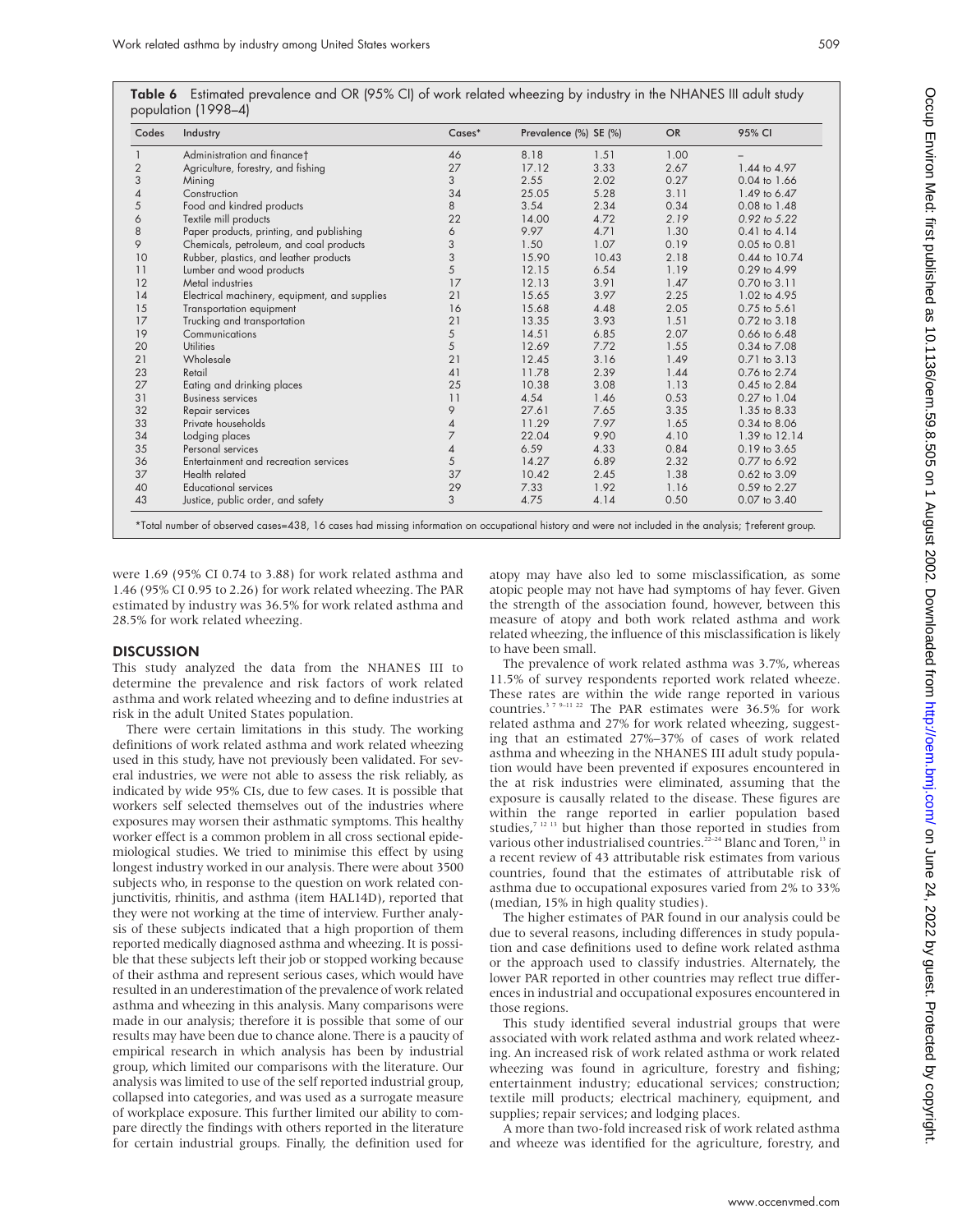**Table 6** Estimated prevalence and OR (95% CI) of work related wheezing by industry in the NHANES III adult study population (1998–4)

| Codes | Industry | Cases* | Prevalence (%) | SE (%) | OR | 95% CI |
|---|---|---|---|---|---|---|
| 1 | Administration and finance† | 46 | 8.18 | 1.51 | 1.00 | – |
| 2 | Agriculture, forestry, and fishing | 27 | 17.12 | 3.33 | 2.67 | 1.44 to 4.97 |
| 3 | Mining | 3 | 2.55 | 2.02 | 0.27 | 0.04 to 1.66 |
| 4 | Construction | 34 | 25.05 | 5.28 | 3.11 | 1.49 to 6.47 |
| 5 | Food and kindred products | 8 | 3.54 | 2.34 | 0.34 | 0.08 to 1.48 |
| 6 | Textile mill products | 22 | 14.00 | 4.72 | *2.19* | *0.92 to 5.22* |
| 8 | Paper products, printing, and publishing | 6 | 9.97 | 4.71 | 1.30 | 0.41 to 4.14 |
| 9 | Chemicals, petroleum, and coal products | 3 | 1.50 | 1.07 | 0.19 | 0.05 to 0.81 |
| 10 | Rubber, plastics, and leather products | 3 | 15.90 | 10.43 | 2.18 | 0.44 to 10.74 |
| 11 | Lumber and wood products | 5 | 12.15 | 6.54 | 1.19 | 0.29 to 4.99 |
| 12 | Metal industries | 17 | 12.13 | 3.91 | 1.47 | 0.70 to 3.11 |
| 14 | Electrical machinery, equipment, and supplies | 21 | 15.65 | 3.97 | 2.25 | 1.02 to 4.95 |
| 15 | Transportation equipment | 16 | 15.68 | 4.48 | 2.05 | 0.75 to 5.61 |
| 17 | Trucking and transportation | 21 | 13.35 | 3.93 | 1.51 | 0.72 to 3.18 |
| 19 | Communications | 5 | 14.51 | 6.85 | 2.07 | 0.66 to 6.48 |
| 20 | Utilities | 5 | 12.69 | 7.72 | 1.55 | 0.34 to 7.08 |
| 21 | Wholesale | 21 | 12.45 | 3.16 | 1.49 | 0.71 to 3.13 |
| 23 | Retail | 41 | 11.78 | 2.39 | 1.44 | 0.76 to 2.74 |
| 27 | Eating and drinking places | 25 | 10.38 | 3.08 | 1.13 | 0.45 to 2.84 |
| 31 | Business services | 11 | 4.54 | 1.46 | 0.53 | 0.27 to 1.04 |
| 32 | Repair services | 9 | 27.61 | 7.65 | 3.35 | 1.35 to 8.33 |
| 33 | Private households | 4 | 11.29 | 7.97 | 1.65 | 0.34 to 8.06 |
| 34 | Lodging places | 7 | 22.04 | 9.90 | 4.10 | 1.39 to 12.14 |
| 35 | Personal services | 4 | 6.59 | 4.33 | 0.84 | 0.19 to 3.65 |
| 36 | Entertainment and recreation services | 5 | 14.27 | 6.89 | 2.32 | 0.77 to 6.92 |
| 37 | Health related | 37 | 10.42 | 2.45 | 1.38 | 0.62 to 3.09 |
| 40 | Educational services | 29 | 7.33 | 1.92 | 1.16 | 0.59 to 2.27 |
| 43 | Justice, public order, and safety | 3 | 4.75 | 4.14 | 0.50 | 0.07 to 3.40 |

*Total number of observed cases=438, 16 cases had missing information on occupational history and were not included in the analysis; †referent group.

were 1.69 (95% CI 0.74 to 3.88) for work related asthma and 1.46 (95% CI 0.95 to 2.26) for work related wheezing. The PAR estimated by industry was 36.5% for work related asthma and 28.5% for work related wheezing.

## DISCUSSION

This study analyzed the data from the NHANES III to determine the prevalence and risk factors of work related asthma and work related wheezing and to define industries at risk in the adult United States population.

There were certain limitations in this study. The working definitions of work related asthma and work related wheezing used in this study, have not previously been validated. For several industries, we were not able to assess the risk reliably, as indicated by wide 95% CIs, due to few cases. It is possible that workers self selected themselves out of the industries where exposures may worsen their asthmatic symptoms. This healthy worker effect is a common problem in all cross sectional epidemiological studies. We tried to minimise this effect by using longest industry worked in our analysis. There were about 3500 subjects who, in response to the question on work related conjunctivitis, rhinitis, and asthma (item HAL14D), reported that they were not working at the time of interview. Further analysis of these subjects indicated that a high proportion of them reported medically diagnosed asthma and wheezing. It is possible that these subjects left their job or stopped working because of their asthma and represent serious cases, which would have resulted in an underestimation of the prevalence of work related asthma and wheezing in this analysis. Many comparisons were made in our analysis; therefore it is possible that some of our results may have been due to chance alone. There is a paucity of empirical research in which analysis has been by industrial group, which limited our comparisons with the literature. Our analysis was limited to use of the self reported industrial group, collapsed into categories, and was used as a surrogate measure of workplace exposure. This further limited our ability to compare directly the findings with others reported in the literature for certain industrial groups. Finally, the definition used for atopy may have also led to some misclassification, as some atopic people may not have had symptoms of hay fever. Given the strength of the association found, however, between this measure of atopy and both work related asthma and work related wheezing, the influence of this misclassification is likely to have been small.

The prevalence of work related asthma was 3.7%, whereas 11.5% of survey respondents reported work related wheeze. These rates are within the wide range reported in various countries.[3 7 9–11 22] The PAR estimates were 36.5% for work related asthma and 27% for work related wheezing, suggesting that an estimated 27%–37% of cases of work related asthma and wheezing in the NHANES III adult study population would have been prevented if exposures encountered in the at risk industries were eliminated, assuming that the exposure is causally related to the disease. These figures are within the range reported in earlier population based studies,[7 12 13] but higher than those reported in studies from various other industrialised countries.[22–24] Blanc and Toren,[13] in a recent review of 43 attributable risk estimates from various countries, found that the estimates of attributable risk of asthma due to occupational exposures varied from 2% to 33% (median, 15% in high quality studies).

The higher estimates of PAR found in our analysis could be due to several reasons, including differences in study population and case definitions used to define work related asthma or the approach used to classify industries. Alternately, the lower PAR reported in other countries may reflect true differences in industrial and occupational exposures encountered in those regions.

This study identified several industrial groups that were associated with work related asthma and work related wheezing. An increased risk of work related asthma or work related wheezing was found in agriculture, forestry and fishing; entertainment industry; educational services; construction; textile mill products; electrical machinery, equipment, and supplies; repair services; and lodging places.

A more than two-fold increased risk of work related asthma and wheeze was identified for the agriculture, forestry, and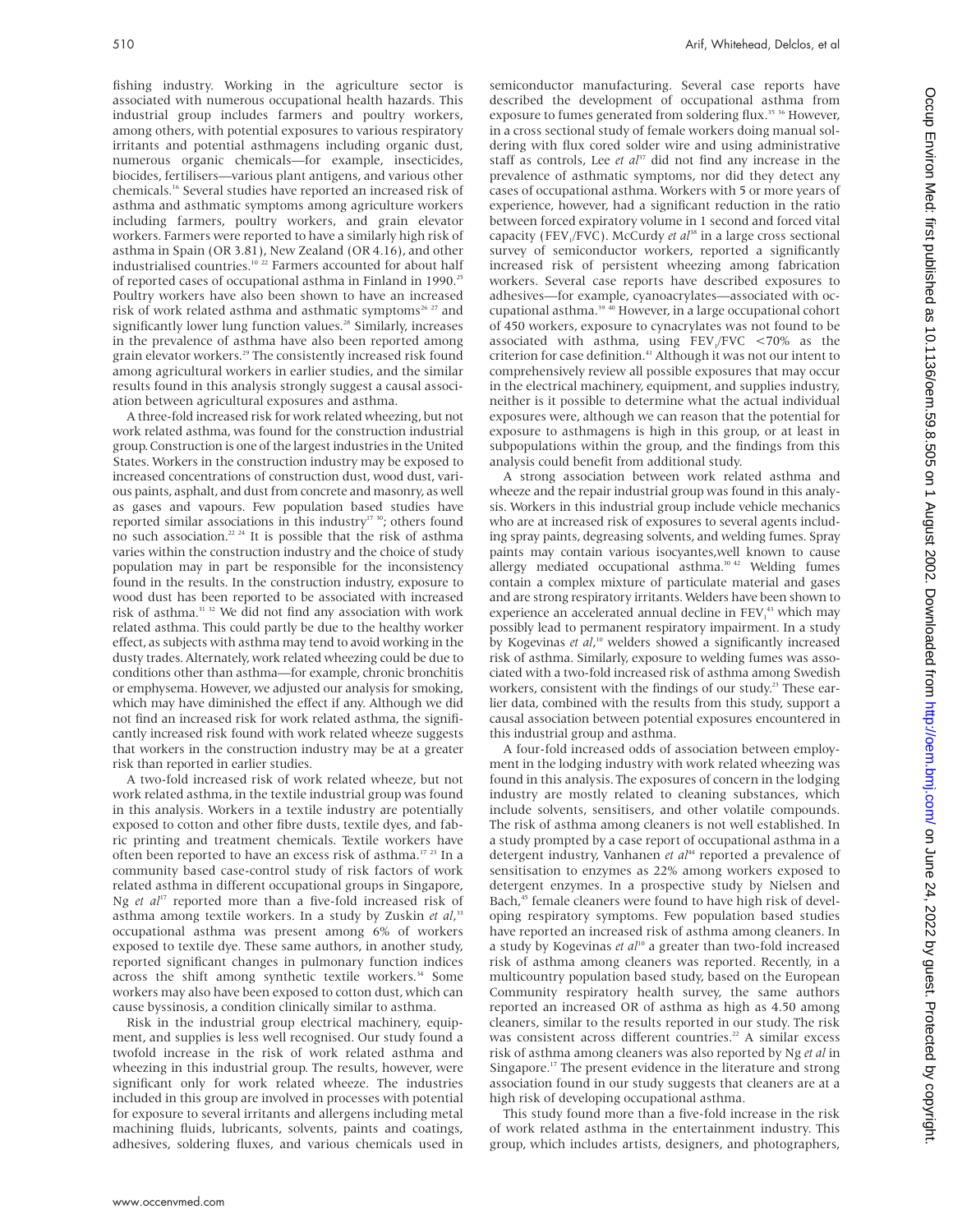fishing industry. Working in the agriculture sector is associated with numerous occupational health hazards. This industrial group includes farmers and poultry workers, among others, with potential exposures to various respiratory irritants and potential asthmagens including organic dust, numerous organic chemicals—for example, insecticides, biocides, fertilisers—various plant antigens, and various other chemicals.[16] Several studies have reported an increased risk of asthma and asthmatic symptoms among agriculture workers including farmers, poultry workers, and grain elevator workers. Farmers were reported to have a similarly high risk of asthma in Spain (OR 3.81), New Zealand (OR 4.16), and other industrialised countries.[10 22] Farmers accounted for about half of reported cases of occupational asthma in Finland in 1990.[25] Poultry workers have also been shown to have an increased risk of work related asthma and asthmatic symptoms[26 27] and significantly lower lung function values.[28] Similarly, increases in the prevalence of asthma have also been reported among grain elevator workers.[29] The consistently increased risk found among agricultural workers in earlier studies, and the similar results found in this analysis strongly suggest a causal association between agricultural exposures and asthma.

A three-fold increased risk for work related wheezing, but not work related asthma, was found for the construction industrial group. Construction is one of the largest industries in the United States. Workers in the construction industry may be exposed to increased concentrations of construction dust, wood dust, various paints, asphalt, and dust from concrete and masonry, as well as gases and vapours. Few population based studies have reported similar associations in this industry[17 30]; others found no such association.[22 24] It is possible that the risk of asthma varies within the construction industry and the choice of study population may in part be responsible for the inconsistency found in the results. In the construction industry, exposure to wood dust has been reported to be associated with increased risk of asthma.[31 32] We did not find any association with work related asthma. This could partly be due to the healthy worker effect, as subjects with asthma may tend to avoid working in the dusty trades. Alternately, work related wheezing could be due to conditions other than asthma—for example, chronic bronchitis or emphysema. However, we adjusted our analysis for smoking, which may have diminished the effect if any. Although we did not find an increased risk for work related asthma, the significantly increased risk found with work related wheeze suggests that workers in the construction industry may be at a greater risk than reported in earlier studies.

A two-fold increased risk of work related wheeze, but not work related asthma, in the textile industrial group was found in this analysis. Workers in a textile industry are potentially exposed to cotton and other fibre dusts, textile dyes, and fabric printing and treatment chemicals. Textile workers have often been reported to have an excess risk of asthma.[17 23] In a community based case-control study of risk factors of work related asthma in different occupational groups in Singapore, Ng *et al*[17] reported more than a five-fold increased risk of asthma among textile workers. In a study by Zuskin *et al*,[33] occupational asthma was present among 6% of workers exposed to textile dye. These same authors, in another study, reported significant changes in pulmonary function indices across the shift among synthetic textile workers.[34] Some workers may also have been exposed to cotton dust, which can cause byssinosis, a condition clinically similar to asthma.

Risk in the industrial group electrical machinery, equipment, and supplies is less well recognised. Our study found a twofold increase in the risk of work related asthma and wheezing in this industrial group. The results, however, were significant only for work related wheeze. The industries included in this group are involved in processes with potential for exposure to several irritants and allergens including metal machining fluids, lubricants, solvents, paints and coatings, adhesives, soldering fluxes, and various chemicals used in semiconductor manufacturing. Several case reports have described the development of occupational asthma from exposure to fumes generated from soldering flux.[35 36] However, in a cross sectional study of female workers doing manual soldering with flux cored solder wire and using administrative staff as controls, Lee *et al*[37] did not find any increase in the prevalence of asthmatic symptoms, nor did they detect any cases of occupational asthma. Workers with 5 or more years of experience, however, had a significant reduction in the ratio between forced expiratory volume in 1 second and forced vital capacity ($FEV_1/FVC$). McCurdy *et al*[38] in a large cross sectional survey of semiconductor workers, reported a significantly increased risk of persistent wheezing among fabrication workers. Several case reports have described exposures to adhesives—for example, cyanoacrylates—associated with occupational asthma.[39 40] However, in a large occupational cohort of 450 workers, exposure to cynacrylates was not found to be associated with asthma, using $FEV_1/FVC$ <70% as the criterion for case definition.[41] Although it was not our intent to comprehensively review all possible exposures that may occur in the electrical machinery, equipment, and supplies industry, neither is it possible to determine what the actual individual exposures were, although we can reason that the potential for exposure to asthmagens is high in this group, or at least in subpopulations within the group, and the findings from this analysis could benefit from additional study.

A strong association between work related asthma and wheeze and the repair industrial group was found in this analysis. Workers in this industrial group include vehicle mechanics who are at increased risk of exposures to several agents including spray paints, degreasing solvents, and welding fumes. Spray paints may contain various isocyantes,well known to cause allergy mediated occupational asthma.[30 42] Welding fumes contain a complex mixture of particulate material and gases and are strong respiratory irritants. Welders have been shown to experience an accelerated annual decline in $FEV_1$[43] which may possibly lead to permanent respiratory impairment. In a study by Kogevinas *et al*,[10] welders showed a significantly increased risk of asthma. Similarly, exposure to welding fumes was associated with a two-fold increased risk of asthma among Swedish workers, consistent with the findings of our study.[23] These earlier data, combined with the results from this study, support a causal association between potential exposures encountered in this industrial group and asthma.

A four-fold increased odds of association between employment in the lodging industry with work related wheezing was found in this analysis. The exposures of concern in the lodging industry are mostly related to cleaning substances, which include solvents, sensitisers, and other volatile compounds. The risk of asthma among cleaners is not well established. In a study prompted by a case report of occupational asthma in a detergent industry, Vanhanen *et al*[44] reported a prevalence of sensitisation to enzymes as 22% among workers exposed to detergent enzymes. In a prospective study by Nielsen and Bach,[45] female cleaners were found to have high risk of developing respiratory symptoms. Few population based studies have reported an increased risk of asthma among cleaners. In a study by Kogevinas *et al*[10] a greater than two-fold increased risk of asthma among cleaners was reported. Recently, in a multicountry population based study, based on the European Community respiratory health survey, the same authors reported an increased OR of asthma as high as 4.50 among cleaners, similar to the results reported in our study. The risk was consistent across different countries.[22] A similar excess risk of asthma among cleaners was also reported by Ng *et al* in Singapore.[17] The present evidence in the literature and strong association found in our study suggests that cleaners are at a high risk of developing occupational asthma.

This study found more than a five-fold increase in the risk of work related asthma in the entertainment industry. This group, which includes artists, designers, and photographers,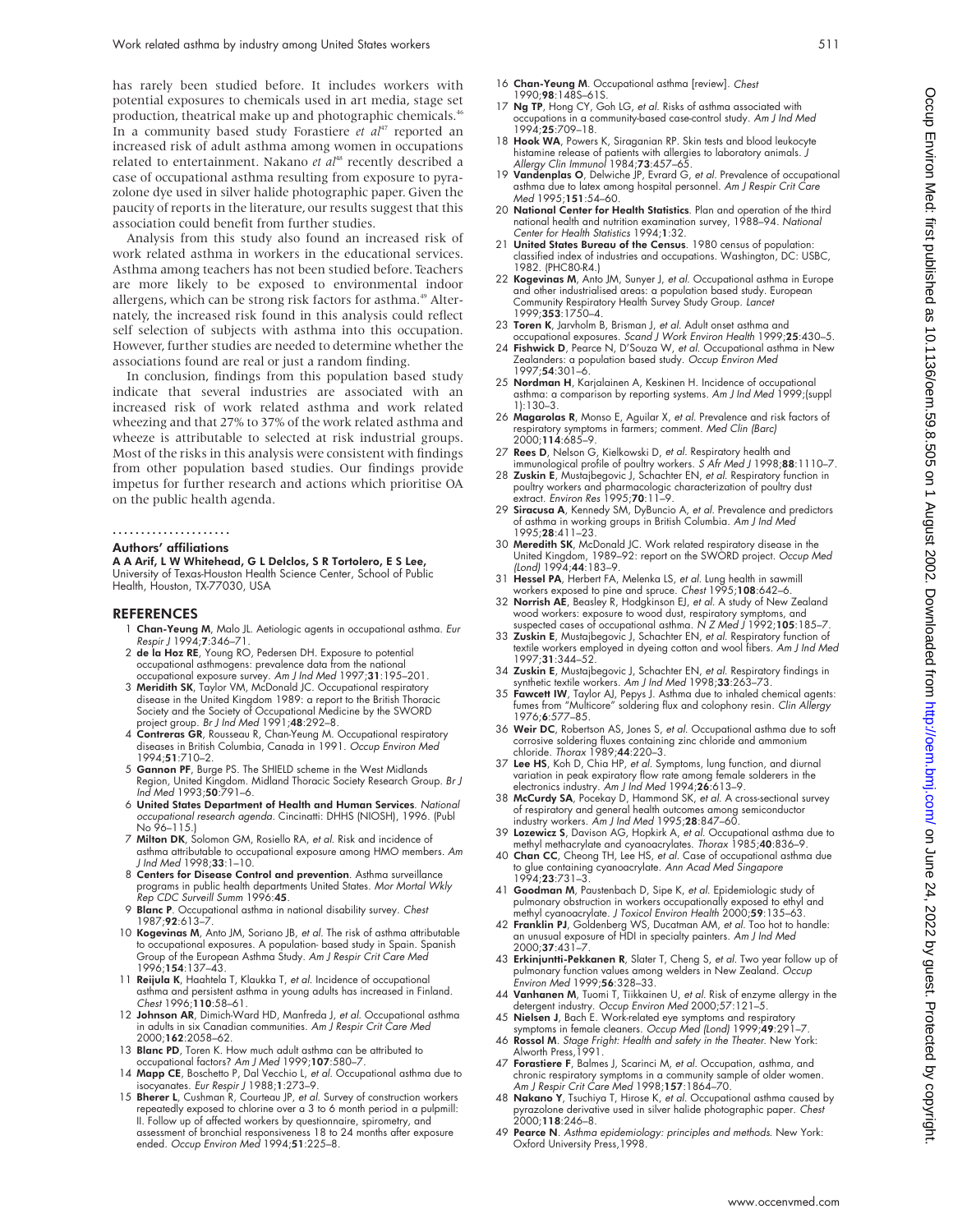has rarely been studied before. It includes workers with potential exposures to chemicals used in art media, stage set production, theatrical make up and photographic chemicals.[46] In a community based study Forastiere *et al*[47] reported an increased risk of adult asthma among women in occupations related to entertainment. Nakano *et al*[48] recently described a case of occupational asthma resulting from exposure to pyrazolone dye used in silver halide photographic paper. Given the paucity of reports in the literature, our results suggest that this association could benefit from further studies.

Analysis from this study also found an increased risk of work related asthma in workers in the educational services. Asthma among teachers has not been studied before. Teachers are more likely to be exposed to environmental indoor allergens, which can be strong risk factors for asthma.[49] Alternately, the increased risk found in this analysis could reflect self selection of subjects with asthma into this occupation. However, further studies are needed to determine whether the associations found are real or just a random finding.

In conclusion, findings from this population based study indicate that several industries are associated with an increased risk of work related asthma and work related wheezing and that 27% to 37% of the work related asthma and wheeze is attributable to selected at risk industrial groups. Most of the risks in this analysis were consistent with findings from other population based studies. Our findings provide impetus for further research and actions which prioritise OA on the public health agenda.

.....................

### Authors' affiliations

**A A Arif, L W Whitehead, G L Delclos, S R Tortolero, E S Lee,** University of Texas-Houston Health Science Center, School of Public Health, Houston, TX-77030, USA

## REFERENCES

1. **Chan-Yeung M**, Malo JL. Aetiologic agents in occupational asthma. *Eur Respir J* 1994;**7**:346–71.
2. **de la Hoz RE**, Young RO, Pedersen DH. Exposure to potential occupational asthmogens: prevalence data from the national occupational exposure survey. *Am J Ind Med* 1997;**31**:195–201.
3. **Meridith SK**, Taylor VM, McDonald JC. Occupational respiratory disease in the United Kingdom 1989: a report to the British Thoracic Society and the Society of Occupational Medicine by the SWORD project group. *Br J Ind Med* 1991;**48**:292–8.
4. **Contreras GR**, Rousseau R, Chan-Yeung M. Occupational respiratory diseases in British Columbia, Canada in 1991. *Occup Environ Med* 1994;**51**:710–2.
5. **Gannon PF**, Burge PS. The SHIELD scheme in the West Midlands Region, United Kingdom. Midland Thoracic Society Research Group. *Br J Ind Med* 1993;**50**:791–6.
6. **United States Department of Health and Human Services**. *National occupational research agenda*. Cincinatti: DHHS (NIOSH), 1996. (Publ No 96–115.)
7. **Milton DK**, Solomon GM, Rosiello RA, *et al*. Risk and incidence of asthma attributable to occupational exposure among HMO members. *Am J Ind Med* 1998;**33**:1–10.
8. **Centers for Disease Control and prevention**. Asthma surveillance programs in public health departments United States. *Mor Mortal Wkly Rep CDC Surveill Summ* 1996:**45**.
9. **Blanc P**. Occupational asthma in national disability survey. *Chest* 1987;**92**:613–7.
10. **Kogevinas M**, Anto JM, Soriano JB, *et al*. The risk of asthma attributable to occupational exposures. A population- based study in Spain. Spanish Group of the European Asthma Study. *Am J Respir Crit Care Med* 1996;**154**:137–43.
11. **Reijula K**, Haahtela T, Klaukka T, *et al*. Incidence of occupational asthma and persistent asthma in young adults has increased in Finland. *Chest* 1996;**110**:58–61.
12. **Johnson AR**, Dimich-Ward HD, Manfreda J, *et al*. Occupational asthma in adults in six Canadian communities. *Am J Respir Crit Care Med* 2000;**162**:2058–62.
13. **Blanc PD**, Toren K. How much adult asthma can be attributed to occupational factors? *Am J Med* 1999;**107**:580–7.
14. **Mapp CE**, Boschetto P, Dal Vecchio L, *et al*. Occupational asthma due to isocyanates. *Eur Respir J* 1988;**1**:273–9.
15. **Bherer L**, Cushman R, Courteau JP, *et al*. Survey of construction workers repeatedly exposed to chlorine over a 3 to 6 month period in a pulpmill: II. Follow up of affected workers by questionnaire, spirometry, and assessment of bronchial responsiveness 18 to 24 months after exposure ended. *Occup Environ Med* 1994;**51**:225–8.
16. **Chan-Yeung M**. Occupational asthma [review]. *Chest* 1990;**98**:148S–61S.
17. **Ng TP**, Hong CY, Goh LG, *et al*. Risks of asthma associated with occupations in a community-based case-control study. *Am J Ind Med* 1994;**25**:709–18.
18. **Hook WA**, Powers K, Siraganian RP. Skin tests and blood leukocyte histamine release of patients with allergies to laboratory animals. *J Allergy Clin Immunol* 1984;**73**:457–65.
19. **Vandenplas O**, Delwiche JP, Evrard G, *et al*. Prevalence of occupational asthma due to latex among hospital personnel. *Am J Respir Crit Care Med* 1995;**151**:54–60.
20. **National Center for Health Statistics**. Plan and operation of the third national health and nutrition examination survey, 1988–94. *National Center for Health Statistics* 1994;**1**:32.
21. **United States Bureau of the Census**. 1980 census of population: classified index of industries and occupations. Washington, DC: USBC, 1982. (PHC80-R4.)
22. **Kogevinas M**, Anto JM, Sunyer J, *et al*. Occupational asthma in Europe and other industrialised areas: a population based study. European Community Respiratory Health Survey Study Group. *Lancet* 1999;**353**:1750–4.
23. **Toren K**, Jarvholm B, Brisman J, *et al*. Adult onset asthma and occupational exposures. *Scand J Work Environ Health* 1999;**25**:430–5.
24. **Fishwick D**, Pearce N, D'Souza W, *et al*. Occupational asthma in New Zealanders: a population based study. *Occup Environ Med* 1997;**54**:301–6.
25. **Nordman H**, Karjalainen A, Keskinen H. Incidence of occupational asthma: a comparison by reporting systems. *Am J Ind Med* 1999;(suppl 1):130–3.
26. **Magarolas R**, Monso E, Aguilar X, *et al*. Prevalence and risk factors of respiratory symptoms in farmers; comment. *Med Clin (Barc)* 2000;**114**:685–9.
27. **Rees D**, Nelson G, Kielkowski D, *et al*. Respiratory health and immunological profile of poultry workers. *S Afr Med J* 1998;**88**:1110–7.
28. **Zuskin E**, Mustajbegovic J, Schachter EN, *et al*. Respiratory function in poultry workers and pharmacologic characterization of poultry dust extract. *Environ Res* 1995;**70**:11–9.
29. **Siracusa A**, Kennedy SM, DyBuncio A, *et al*. Prevalence and predictors of asthma in working groups in British Columbia. *Am J Ind Med* 1995;**28**:411–23.
30. **Meredith SK**, McDonald JC. Work related respiratory disease in the United Kingdom, 1989–92: report on the SWORD project. *Occup Med (Lond)* 1994;**44**:183–9.
31. **Hessel PA**, Herbert FA, Melenka LS, *et al*. Lung health in sawmill workers exposed to pine and spruce. *Chest* 1995;**108**:642–6.
32. **Norrish AE**, Beasley R, Hodgkinson EJ, *et al*. A study of New Zealand wood workers: exposure to wood dust, respiratory symptoms, and suspected cases of occupational asthma. *N Z Med J* 1992;**105**:185–7.
33. **Zuskin E**, Mustajbegovic J, Schachter EN, *et al*. Respiratory function of textile workers employed in dyeing cotton and wool fibers. *Am J Ind Med* 1997;**31**:344–52.
34. **Zuskin E**, Mustajbegovic J, Schachter EN, *et al*. Respiratory findings in synthetic textile workers. *Am J Ind Med* 1998;**33**:263–73.
35. **Fawcett IW**, Taylor AJ, Pepys J. Asthma due to inhaled chemical agents: fumes from "Multicore" soldering flux and colophony resin. *Clin Allergy* 1976;**6**:577–85.
36. **Weir DC**, Robertson AS, Jones S, *et al*. Occupational asthma due to soft corrosive soldering fluxes containing zinc chloride and ammonium chloride. *Thorax* 1989;**44**:220–3.
37. **Lee HS**, Koh D, Chia HP, *et al*. Symptoms, lung function, and diurnal variation in peak expiratory flow rate among female solderers in the electronics industry. *Am J Ind Med* 1994;**26**:613–9.
38. **McCurdy SA**, Pocekay D, Hammond SK, *et al*. A cross-sectional survey of respiratory and general health outcomes among semiconductor industry workers. *Am J Ind Med* 1995;**28**:847–60.
39. **Lozewicz S**, Davison AG, Hopkirk A, *et al*. Occupational asthma due to methyl methacrylate and cyanoacrylates. *Thorax* 1985;**40**:836–9.
40. **Chan CC**, Cheong TH, Lee HS, *et al*. Case of occupational asthma due to glue containing cyanoacrylate. *Ann Acad Med Singapore* 1994;**23**:731–3.
41. **Goodman M**, Paustenbach D, Sipe K, *et al*. Epidemiologic study of pulmonary obstruction in workers occupationally exposed to ethyl and methyl cyanoacrylate. *J Toxicol Environ Health* 2000;**59**:135–63.
42. **Franklin PJ**, Goldenberg WS, Ducatman AM, *et al*. Too hot to handle: an unusual exposure of HDI in specialty painters. *Am J Ind Med* 2000;**37**:431–7.
43. **Erkinjuntti-Pekkanen R**, Slater T, Cheng S, *et al*. Two year follow up of pulmonary function values among welders in New Zealand. *Occup Environ Med* 1999;**56**:328–33.
44. **Vanhanen M**, Tuomi T, Tiikkainen U, *et al*. Risk of enzyme allergy in the detergent industry. *Occup Environ Med* 2000;57:121–5.
45. **Nielsen J**, Bach E. Work-related eye symptoms and respiratory symptoms in female cleaners. *Occup Med (Lond)* 1999;**49**:291–7.
46. **Rossol M**. *Stage Fright: Health and safety in the Theater*. New York: Alworth Press, 1991.
47. **Forastiere F**, Balmes J, Scarinci M, *et al*. Occupation, asthma, and chronic respiratory symptoms in a community sample of older women. *Am J Respir Crit Care Med* 1998;**157**:1864–70.
48. **Nakano Y**, Tsuchiya T, Hirose K, *et al*. Occupational asthma caused by pyrazolone derivative used in silver halide photographic paper. *Chest* 2000;**118**:246–8.
49. **Pearce N**. *Asthma epidemiology: principles and methods*. New York: Oxford University Press, 1998.